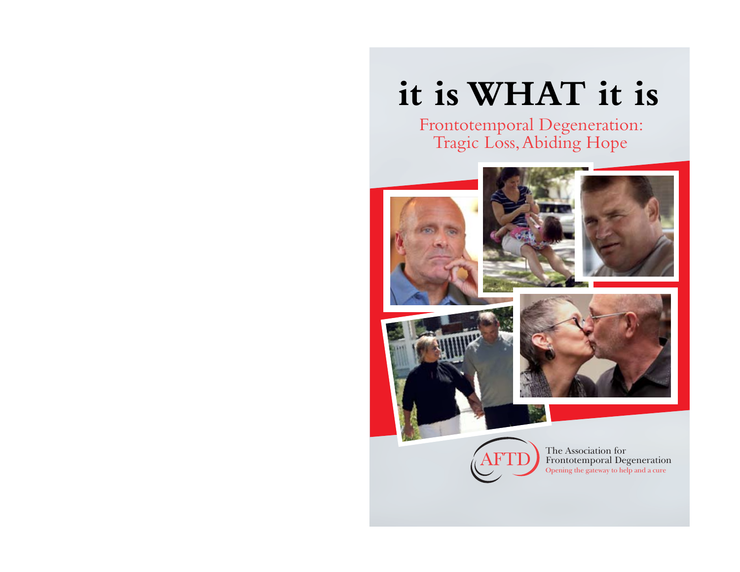# it is WHAT it is

## Frontotemporal Degeneration: Tragic Loss, Abiding Hope

AFTD

The Association for Frontotemporal Degeneration

Opening the gateway to help and a cure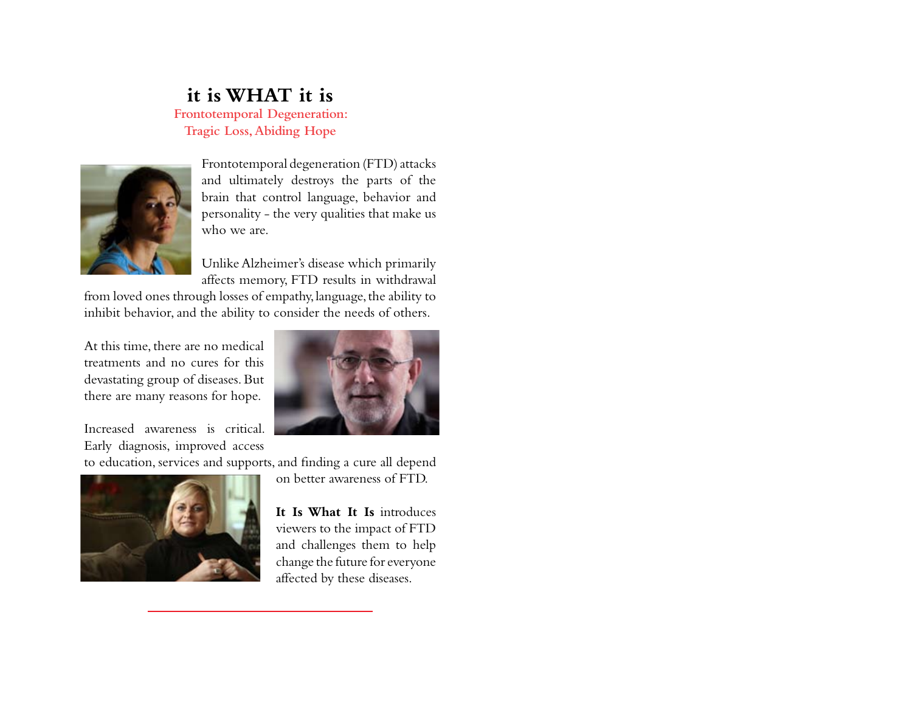# it is WHAT it is

## Frontotemporal Degeneration: Tragic Loss, Abiding Hope

Frontotemporal degeneration (FTD) attacks and ultimately destroys the parts of the brain that control language, behavior and personality - the very qualities that make us who we are.

Unlike Alzheimer's disease which primarily affects memory, FTD results in withdrawal from loved ones through losses of empathy, language, the ability to inhibit behavior, and the ability to consider the needs of others.

At this time, there are no medical treatments and no cures for this devastating group of diseases. But there are many reasons for hope.

Increased awareness is critical. Early diagnosis, improved access to education, services and supports, and finding a cure all depend on better awareness of FTD.

**It Is What It Is** introduces viewers to the impact of FTD and challenges them to help change the future for everyone affected by these diseases.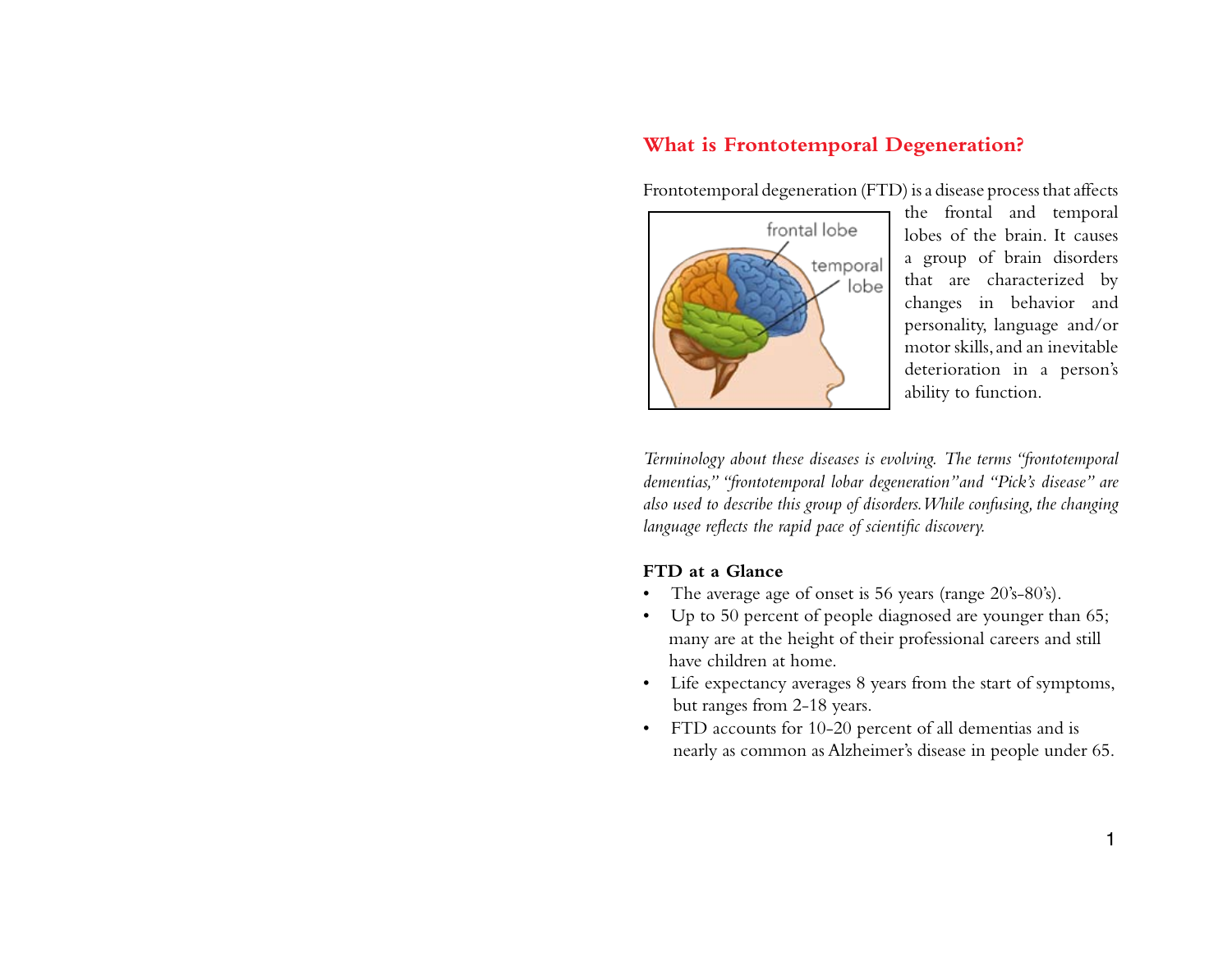## What is Frontotemporal Degeneration?

Frontotemporal degeneration (FTD) is a disease process that affects the frontal and temporal lobes of the brain. It causes a group of brain disorders that are characterized by changes in behavior and personality, language and/or motor skills, and an inevitable deterioration in a person's ability to function.

*Terminology about these diseases is evolving. The terms "frontotemporal dementias," "frontotemporal lobar degeneration" and "Pick's disease" are also used to describe this group of disorders. While confusing, the changing language reflects the rapid pace of scientific discovery.*

**FTD at a Glance**

- The average age of onset is 56 years (range 20's-80's).
- Up to 50 percent of people diagnosed are younger than 65; many are at the height of their professional careers and still have children at home.
- Life expectancy averages 8 years from the start of symptoms, but ranges from 2-18 years.
- FTD accounts for 10-20 percent of all dementias and is nearly as common as Alzheimer's disease in people under 65.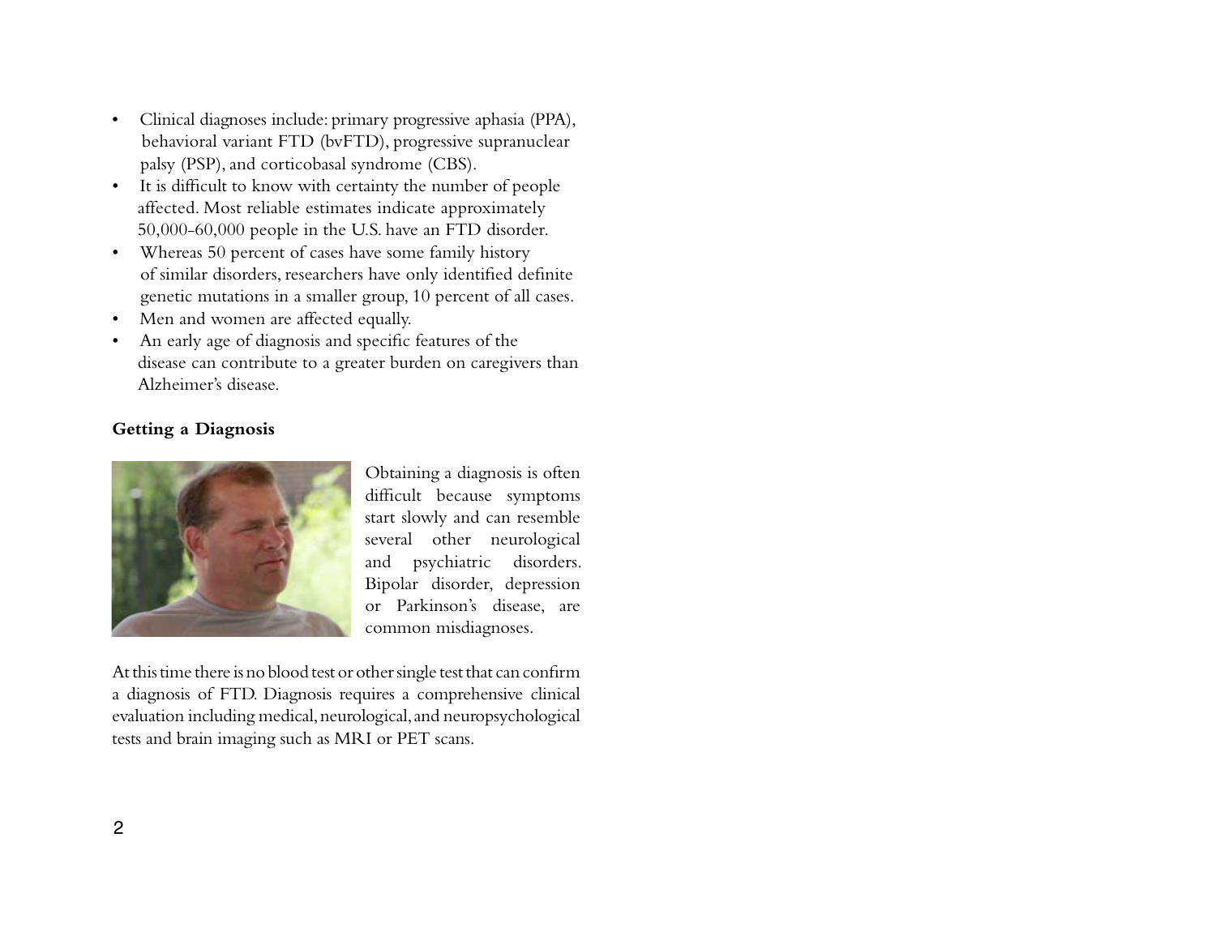- Clinical diagnoses include: primary progressive aphasia (PPA), behavioral variant FTD (bvFTD), progressive supranuclear palsy (PSP), and corticobasal syndrome (CBS).
- It is difficult to know with certainty the number of people affected. Most reliable estimates indicate approximately 50,000-60,000 people in the U.S. have an FTD disorder.
- Whereas 50 percent of cases have some family history of similar disorders, researchers have only identified definite genetic mutations in a smaller group, 10 percent of all cases.
- Men and women are affected equally.
- An early age of diagnosis and specific features of the disease can contribute to a greater burden on caregivers than Alzheimer's disease.

**Getting a Diagnosis**

Obtaining a diagnosis is often difficult because symptoms start slowly and can resemble several other neurological and psychiatric disorders. Bipolar disorder, depression or Parkinson's disease, are common misdiagnoses.

At this time there is no blood test or other single test that can confirm a diagnosis of FTD. Diagnosis requires a comprehensive clinical evaluation including medical, neurological, and neuropsychological tests and brain imaging such as MRI or PET scans.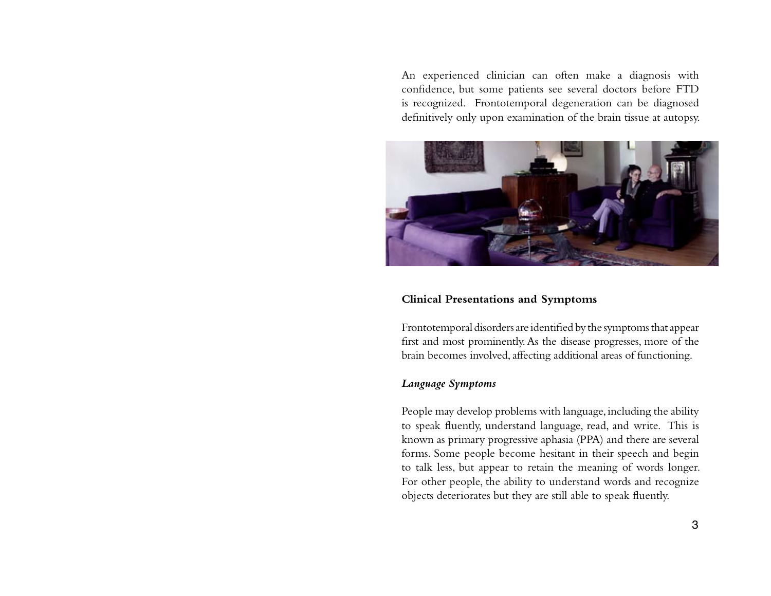An experienced clinician can often make a diagnosis with confidence, but some patients see several doctors before FTD is recognized. Frontotemporal degeneration can be diagnosed definitively only upon examination of the brain tissue at autopsy.

## Clinical Presentations and Symptoms

Frontotemporal disorders are identified by the symptoms that appear first and most prominently. As the disease progresses, more of the brain becomes involved, affecting additional areas of functioning.

### *Language Symptoms*

People may develop problems with language, including the ability to speak fluently, understand language, read, and write. This is known as primary progressive aphasia (PPA) and there are several forms. Some people become hesitant in their speech and begin to talk less, but appear to retain the meaning of words longer. For other people, the ability to understand words and recognize objects deteriorates but they are still able to speak fluently.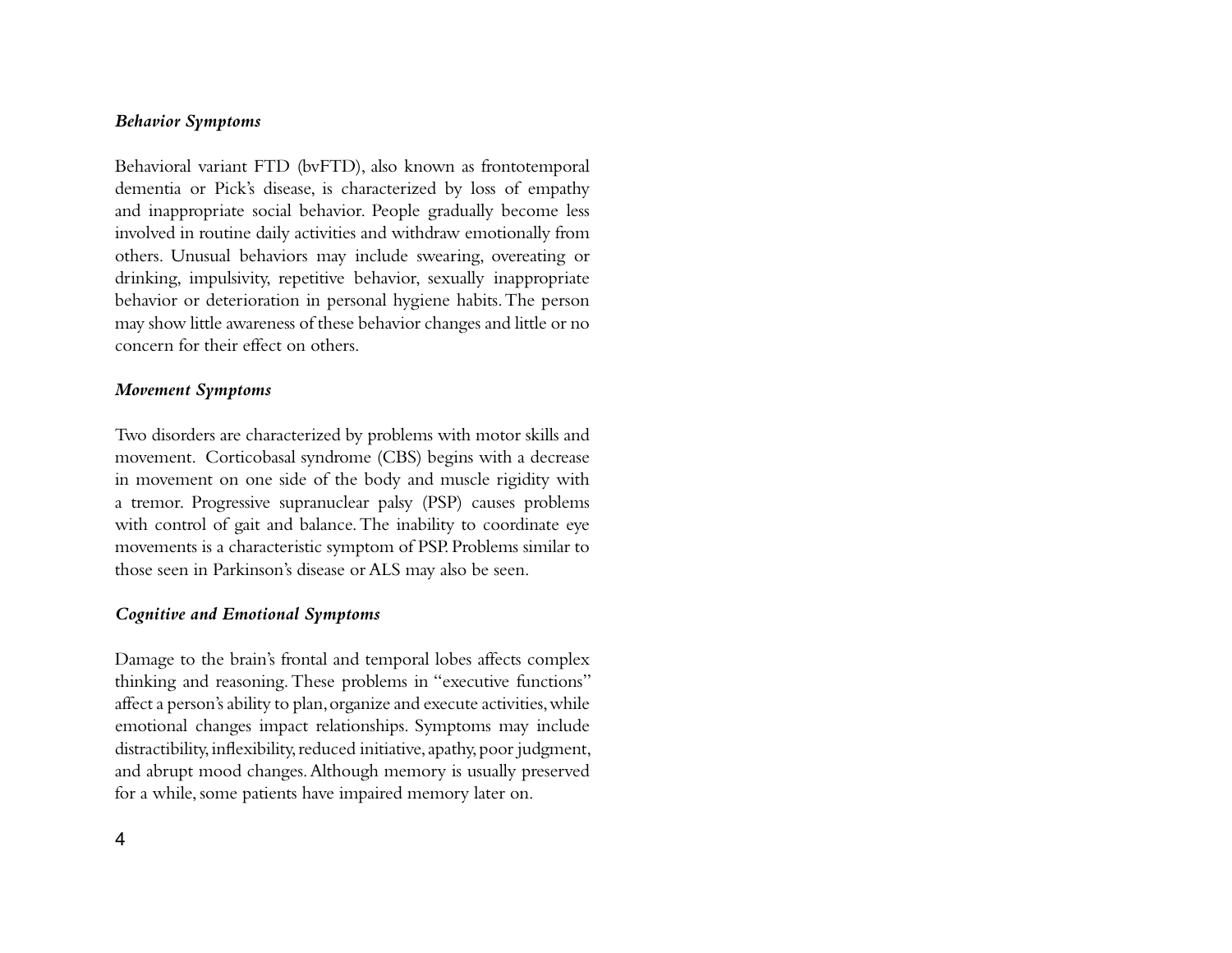### *Behavior Symptoms*

Behavioral variant FTD (bvFTD), also known as frontotemporal dementia or Pick's disease, is characterized by loss of empathy and inappropriate social behavior. People gradually become less involved in routine daily activities and withdraw emotionally from others. Unusual behaviors may include swearing, overeating or drinking, impulsivity, repetitive behavior, sexually inappropriate behavior or deterioration in personal hygiene habits. The person may show little awareness of these behavior changes and little or no concern for their effect on others.

### *Movement Symptoms*

Two disorders are characterized by problems with motor skills and movement. Corticobasal syndrome (CBS) begins with a decrease in movement on one side of the body and muscle rigidity with a tremor. Progressive supranuclear palsy (PSP) causes problems with control of gait and balance. The inability to coordinate eye movements is a characteristic symptom of PSP. Problems similar to those seen in Parkinson's disease or ALS may also be seen.

### *Cognitive and Emotional Symptoms*

Damage to the brain's frontal and temporal lobes affects complex thinking and reasoning. These problems in "executive functions" affect a person's ability to plan, organize and execute activities, while emotional changes impact relationships. Symptoms may include distractibility, inflexibility, reduced initiative, apathy, poor judgment, and abrupt mood changes. Although memory is usually preserved for a while, some patients have impaired memory later on.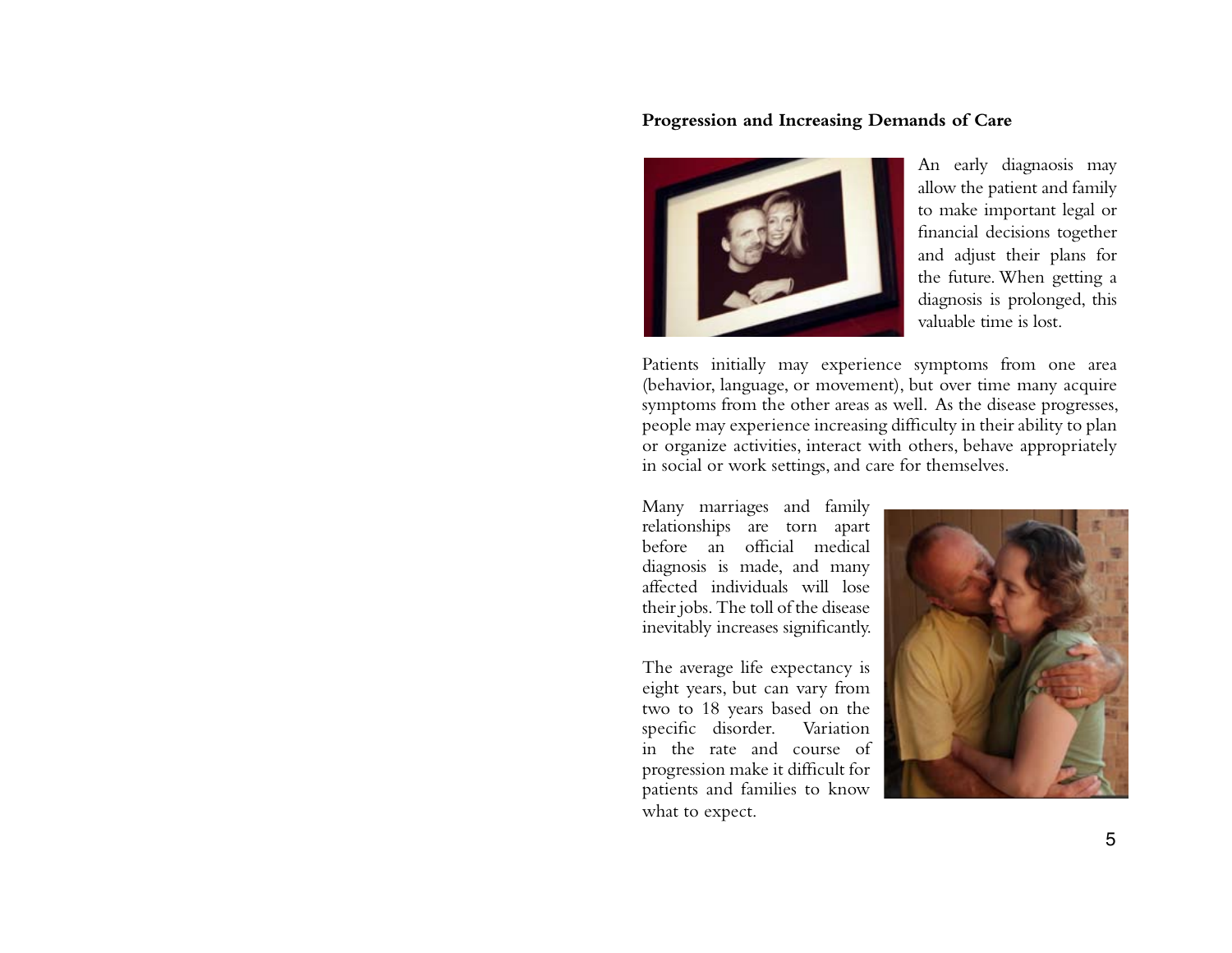### Progression and Increasing Demands of Care

An early diagnaosis may allow the patient and family to make important legal or financial decisions together and adjust their plans for the future. When getting a diagnosis is prolonged, this valuable time is lost.

Patients initially may experience symptoms from one area (behavior, language, or movement), but over time many acquire symptoms from the other areas as well. As the disease progresses, people may experience increasing difficulty in their ability to plan or organize activities, interact with others, behave appropriately in social or work settings, and care for themselves.

Many marriages and family relationships are torn apart before an official medical diagnosis is made, and many affected individuals will lose their jobs. The toll of the disease inevitably increases significantly.

The average life expectancy is eight years, but can vary from two to 18 years based on the specific disorder. Variation in the rate and course of progression make it difficult for patients and families to know what to expect.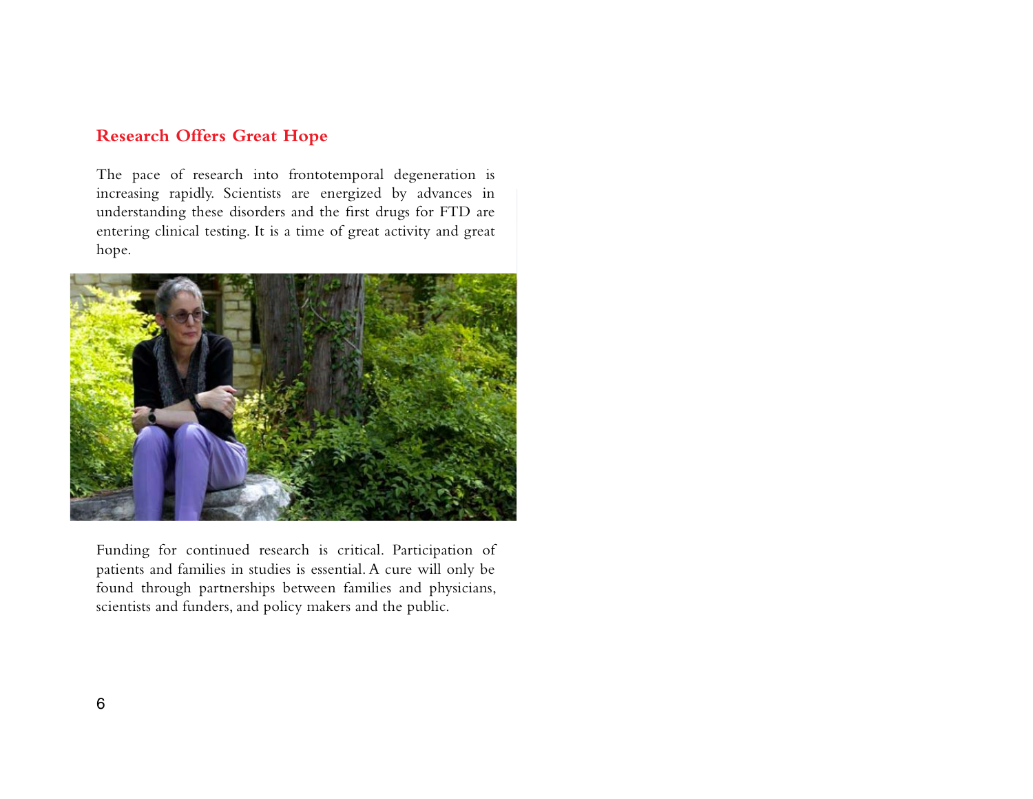## Research Offers Great Hope

The pace of research into frontotemporal degeneration is increasing rapidly. Scientists are energized by advances in understanding these disorders and the first drugs for FTD are entering clinical testing. It is a time of great activity and great hope.

Funding for continued research is critical. Participation of patients and families in studies is essential. A cure will only be found through partnerships between families and physicians, scientists and funders, and policy makers and the public.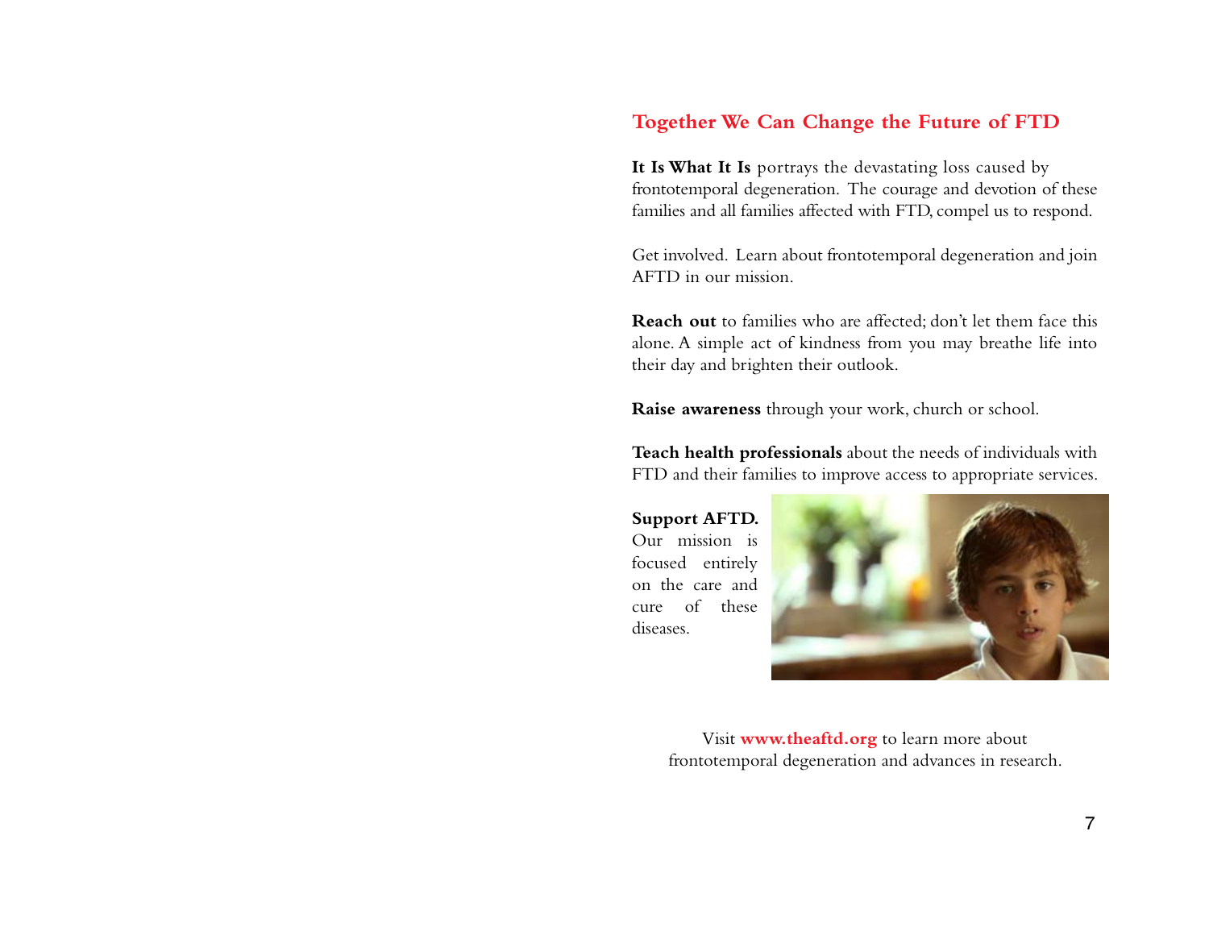## Together We Can Change the Future of FTD

**It Is What It Is** portrays the devastating loss caused by frontotemporal degeneration. The courage and devotion of these families and all families affected with FTD, compel us to respond.

Get involved. Learn about frontotemporal degeneration and join AFTD in our mission.

**Reach out** to families who are affected; don't let them face this alone. A simple act of kindness from you may breathe life into their day and brighten their outlook.

**Raise awareness** through your work, church or school.

**Teach health professionals** about the needs of individuals with FTD and their families to improve access to appropriate services.

**Support AFTD.** Our mission is focused entirely on the care and cure of these diseases.

Visit **www.theaftd.org** to learn more about frontotemporal degeneration and advances in research.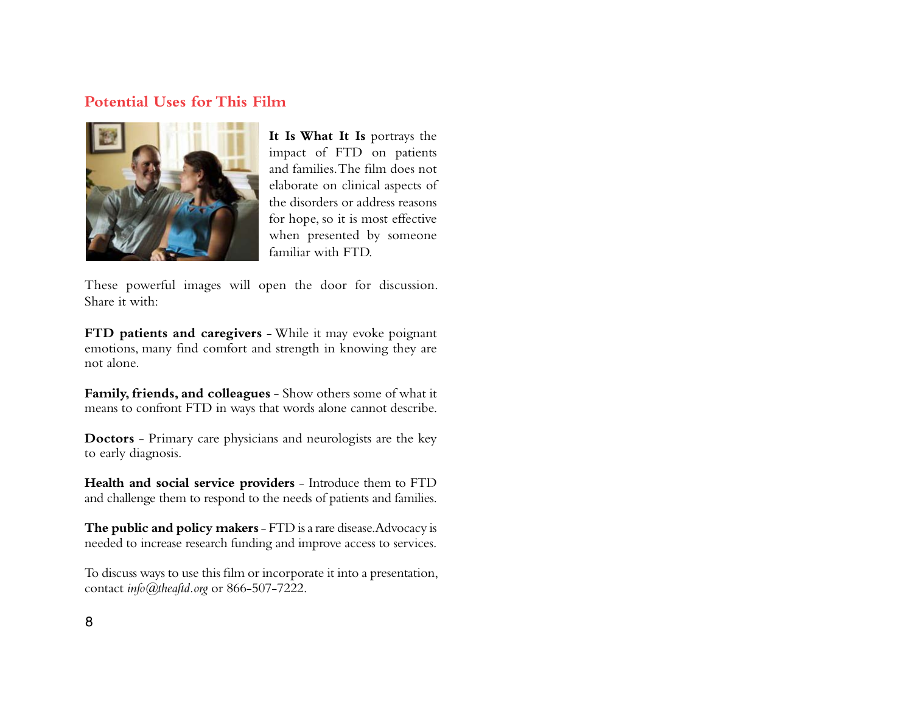## Potential Uses for This Film

**It Is What It Is** portrays the impact of FTD on patients and families. The film does not elaborate on clinical aspects of the disorders or address reasons for hope, so it is most effective when presented by someone familiar with FTD.

These powerful images will open the door for discussion. Share it with:

**FTD patients and caregivers** - While it may evoke poignant emotions, many find comfort and strength in knowing they are not alone.

**Family, friends, and colleagues** - Show others some of what it means to confront FTD in ways that words alone cannot describe.

**Doctors** - Primary care physicians and neurologists are the key to early diagnosis.

**Health and social service providers** - Introduce them to FTD and challenge them to respond to the needs of patients and families.

**The public and policy makers** - FTD is a rare disease. Advocacy is needed to increase research funding and improve access to services.

To discuss ways to use this film or incorporate it into a presentation, contact *info@theaftd.org* or 866-507-7222.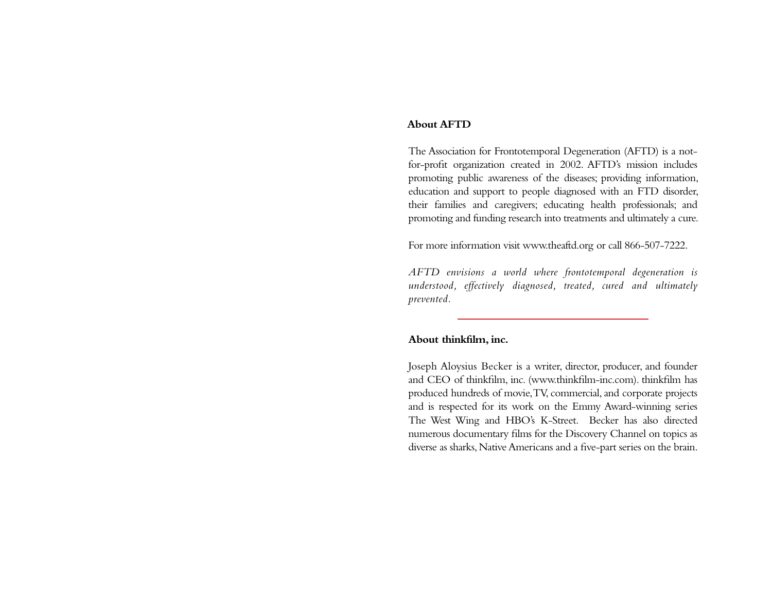## About AFTD

The Association for Frontotemporal Degeneration (AFTD) is a not-for-profit organization created in 2002. AFTD's mission includes promoting public awareness of the diseases; providing information, education and support to people diagnosed with an FTD disorder, their families and caregivers; educating health professionals; and promoting and funding research into treatments and ultimately a cure.

For more information visit www.theaftd.org or call 866-507-7222.

*AFTD envisions a world where frontotemporal degeneration is understood, effectively diagnosed, treated, cured and ultimately prevented.*

---

## About thinkfilm, inc.

Joseph Aloysius Becker is a writer, director, producer, and founder and CEO of thinkfilm, inc. (www.thinkfilm-inc.com). thinkfilm has produced hundreds of movie, TV, commercial, and corporate projects and is respected for its work on the Emmy Award-winning series The West Wing and HBO's K-Street. Becker has also directed numerous documentary films for the Discovery Channel on topics as diverse as sharks, Native Americans and a five-part series on the brain.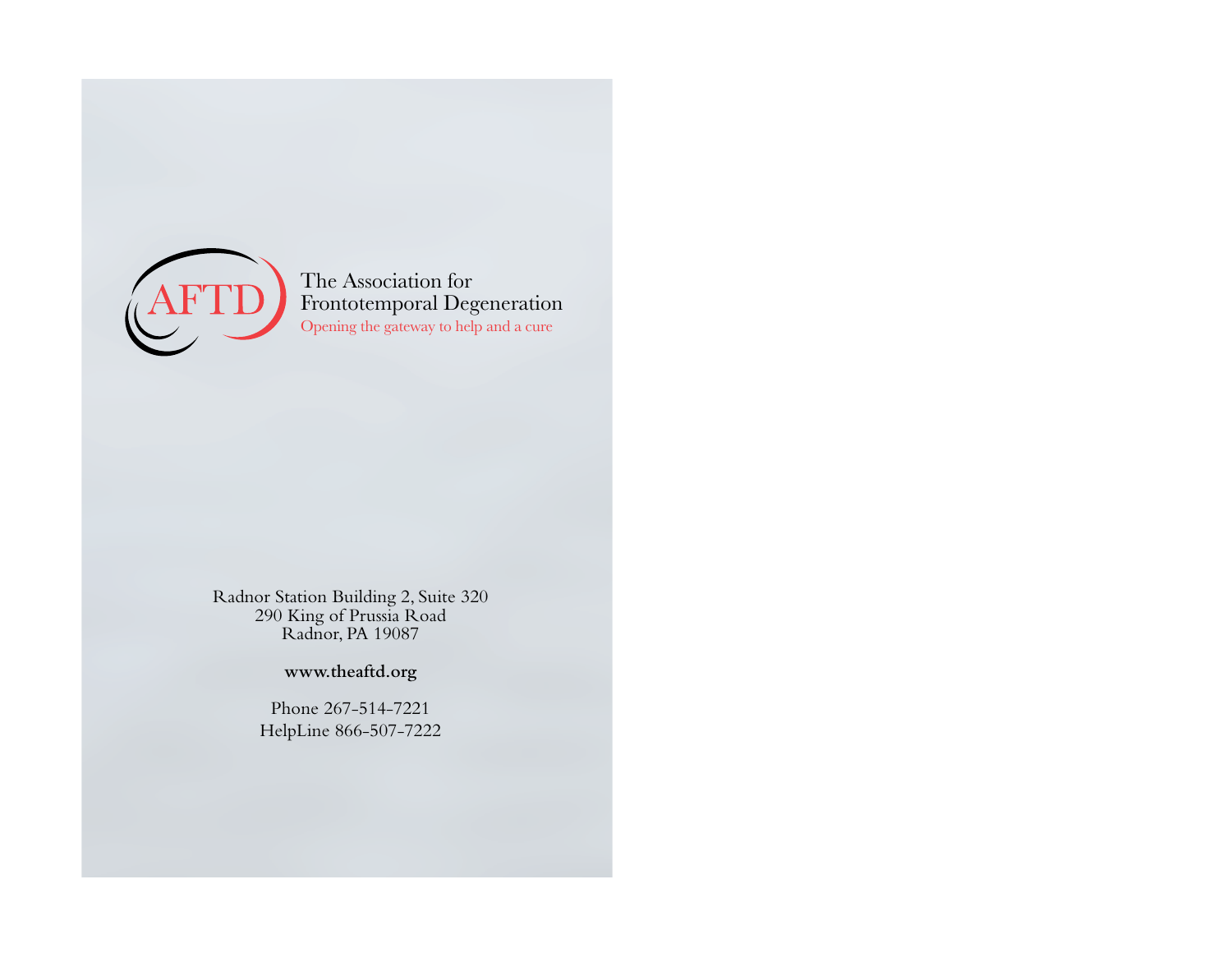AFTD

The Association for
Frontotemporal Degeneration

Opening the gateway to help and a cure

Radnor Station Building 2, Suite 320
290 King of Prussia Road
Radnor, PA 19087

**www.theaftd.org**

Phone 267-514-7221
HelpLine 866-507-7222